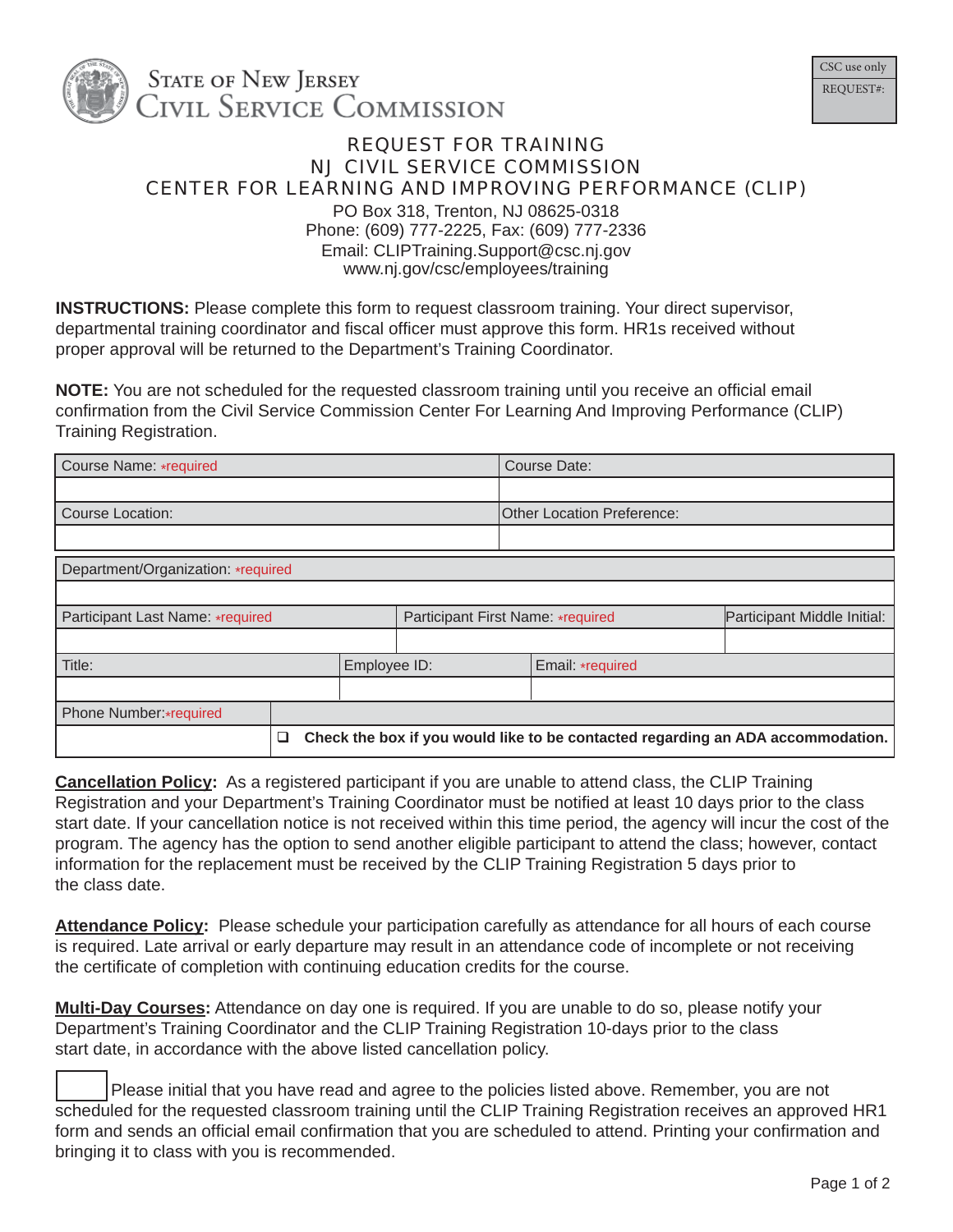State of New Jersey
Civil Service Commission

| CSC use only |
| --- |
| REQUEST#: |

# REQUEST FOR TRAINING
## NJ CIVIL SERVICE COMMISSION
## CENTER FOR LEARNING AND IMPROVING PERFORMANCE (CLIP)

PO Box 318, Trenton, NJ 08625-0318
Phone: (609) 777-2225, Fax: (609) 777-2336
Email: CLIPTraining.Support@csc.nj.gov
www.nj.gov/csc/employees/training

**INSTRUCTIONS:** Please complete this form to request classroom training. Your direct supervisor, departmental training coordinator and fiscal officer must approve this form. HR1s received without proper approval will be returned to the Department's Training Coordinator.

**NOTE:** You are not scheduled for the requested classroom training until you receive an official email confirmation from the Civil Service Commission Center For Learning And Improving Performance (CLIP) Training Registration.

| Course Name: *required | Course Date: |
| --- | --- |
| | |
| Course Location: | Other Location Preference: |
| | |

| Department/Organization: *required | | |
| --- | --- | --- |
| | | |
| Participant Last Name: *required | Participant First Name: *required | Participant Middle Initial: |
| | | |
| Title: | Employee ID: | Email: *required |
| | | |
| Phone Number: *required | | |
| | ❑ **Check the box if you would like to be contacted regarding an ADA accommodation.** | |

**Cancellation Policy:** As a registered participant if you are unable to attend class, the CLIP Training Registration and your Department's Training Coordinator must be notified at least 10 days prior to the class start date. If your cancellation notice is not received within this time period, the agency will incur the cost of the program. The agency has the option to send another eligible participant to attend the class; however, contact information for the replacement must be received by the CLIP Training Registration 5 days prior to the class date.

**Attendance Policy:** Please schedule your participation carefully as attendance for all hours of each course is required. Late arrival or early departure may result in an attendance code of incomplete or not receiving the certificate of completion with continuing education credits for the course.

**Multi-Day Courses:** Attendance on day one is required. If you are unable to do so, please notify your Department's Training Coordinator and the CLIP Training Registration 10-days prior to the class start date, in accordance with the above listed cancellation policy.

☐ Please initial that you have read and agree to the policies listed above. Remember, you are not scheduled for the requested classroom training until the CLIP Training Registration receives an approved HR1 form and sends an official email confirmation that you are scheduled to attend. Printing your confirmation and bringing it to class with you is recommended.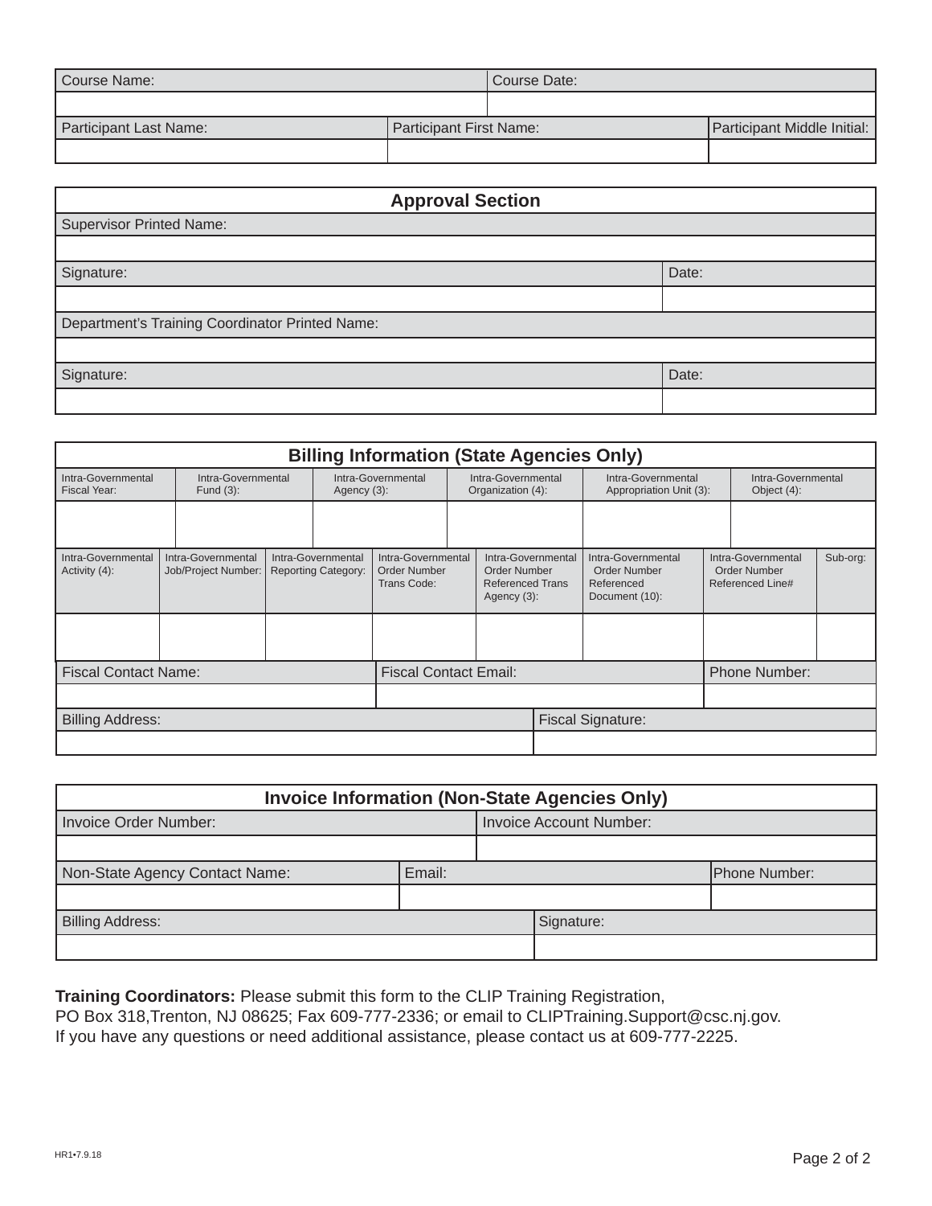| Course Name: | | Course Date: |
|---|---|---|
| | | |
| **Participant Last Name:** | **Participant First Name:** | **Participant Middle Initial:** |
| | | |

## Approval Section

| Supervisor Printed Name: | |
|---|---|
| | |
| **Signature:** | **Date:** |
| | |
| **Department's Training Coordinator Printed Name:** | |
| | |
| **Signature:** | **Date:** |
| | |

## Billing Information (State Agencies Only)

| Intra-Governmental Fiscal Year: | Intra-Governmental Fund (3): | Intra-Governmental Agency (3): | Intra-Governmental Organization (4): | Intra-Governmental Appropriation Unit (3): | Intra-Governmental Object (4): |
|---|---|---|---|---|---|
| | | | | | |

| Intra-Governmental Activity (4): | Intra-Governmental Job/Project Number: | Intra-Governmental Reporting Category: | Intra-Governmental Order Number Trans Code: | Intra-Governmental Order Number Referenced Trans Agency (3): | Intra-Governmental Order Number Referenced Document (10): | Intra-Governmental Order Number Referenced Line# | Sub-org: |
|---|---|---|---|---|---|---|---|
| | | | | | | | |

| Fiscal Contact Name: | Fiscal Contact Email: | Phone Number: |
|---|---|---|
| | | |

| Billing Address: | Fiscal Signature: |
|---|---|
| | |

## Invoice Information (Non-State Agencies Only)

| Invoice Order Number: | Invoice Account Number: |
|---|---|
| | |

| Non-State Agency Contact Name: | Email: | Phone Number: |
|---|---|---|
| | | |

| Billing Address: | Signature: |
|---|---|
| | |

**Training Coordinators:** Please submit this form to the CLIP Training Registration, PO Box 318,Trenton, NJ 08625; Fax 609-777-2336; or email to CLIPTraining.Support@csc.nj.gov. If you have any questions or need additional assistance, please contact us at 609-777-2225.

HR1•7.9.18